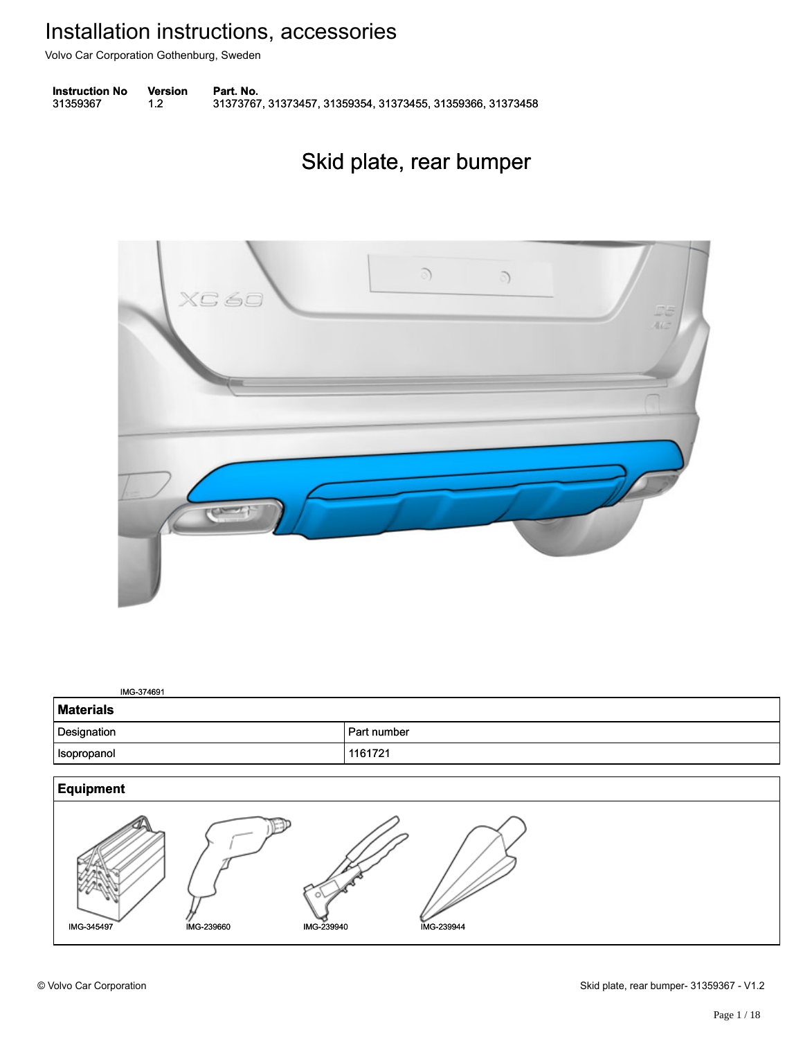# Installation instructions, accessories

Volvo Car Corporation Gothenburg, Sweden

| Instruction No | Version | Part. No. |
| --- | --- | --- |
| 31359367 | 1.2 | 31373767, 31373457, 31359354, 31373455, 31359366, 31373458 |

## Skid plate, rear bumper

IMG-374691

| Materials | |
| --- | --- |
| Designation | Part number |
| Isopropanol | 1161721 |

**Equipment**

IMG-345497 IMG-239660 IMG-239940 IMG-239944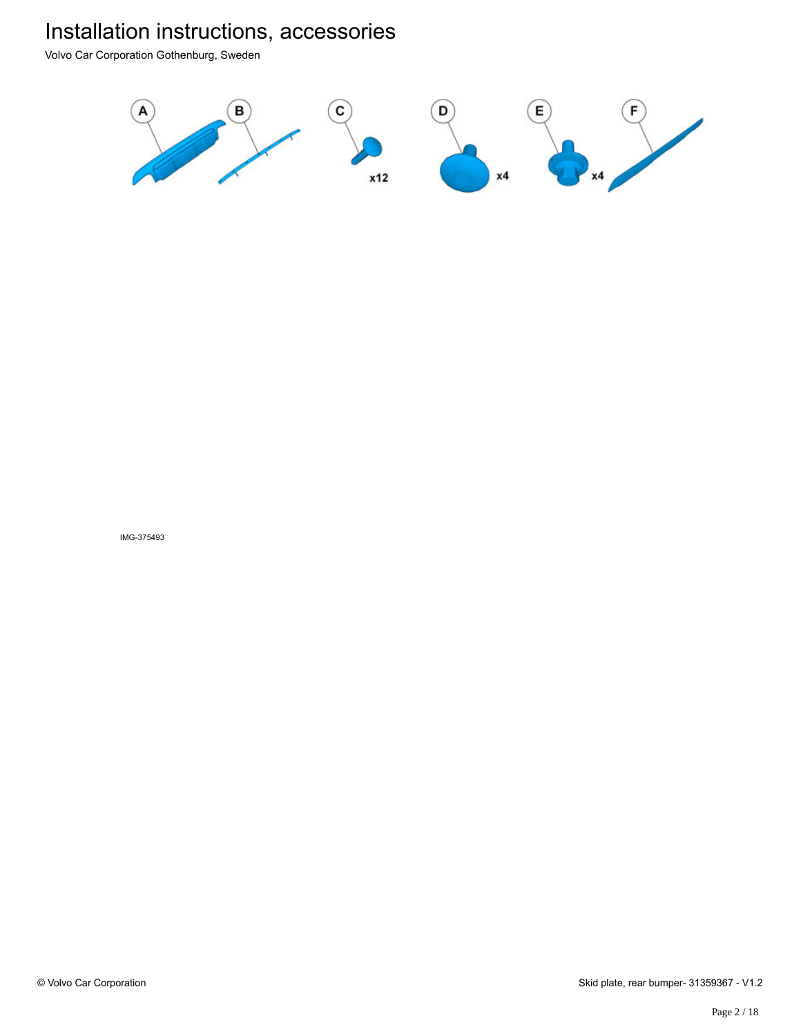# Installation instructions, accessories

Volvo Car Corporation Gothenburg, Sweden

A B C x12 D x4 E x4 F

IMG-375493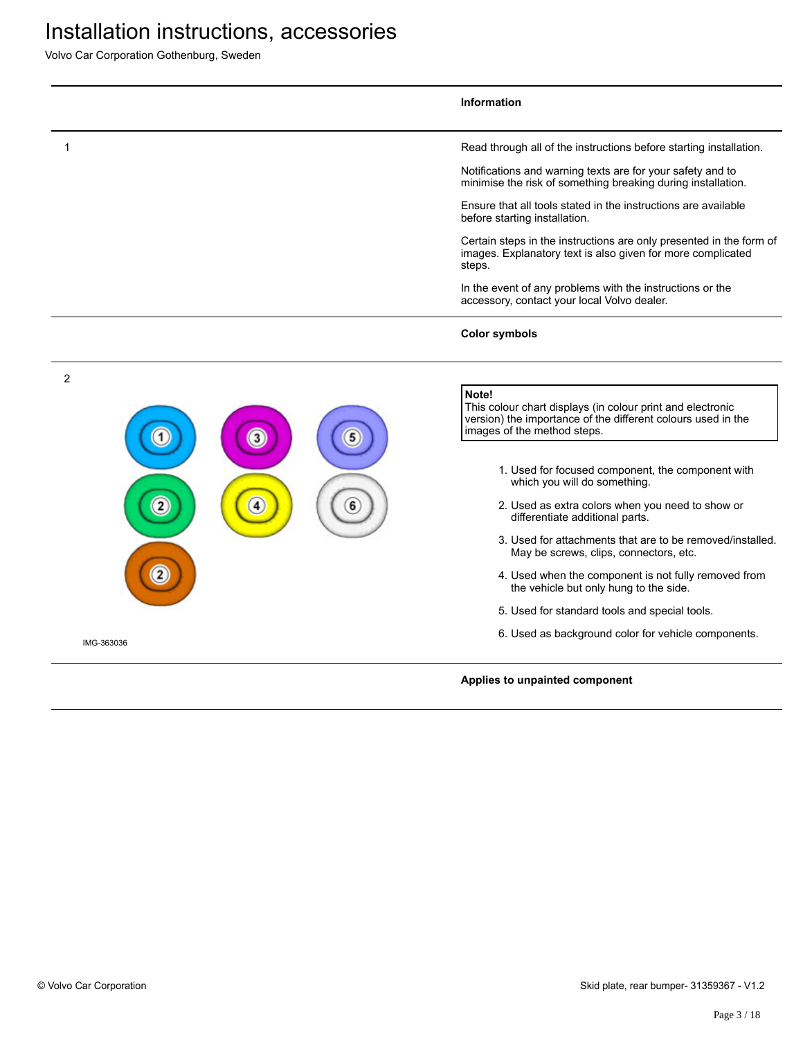# Installation instructions, accessories

Volvo Car Corporation Gothenburg, Sweden

**Information**

1

Read through all of the instructions before starting installation.

Notifications and warning texts are for your safety and to minimise the risk of something breaking during installation.

Ensure that all tools stated in the instructions are available before starting installation.

Certain steps in the instructions are only presented in the form of images. Explanatory text is also given for more complicated steps.

In the event of any problems with the instructions or the accessory, contact your local Volvo dealer.

**Color symbols**

2

IMG-363036

> **Note!**
> This colour chart displays (in colour print and electronic version) the importance of the different colours used in the images of the method steps.

1. Used for focused component, the component with which you will do something.
2. Used as extra colors when you need to show or differentiate additional parts.
3. Used for attachments that are to be removed/installed. May be screws, clips, connectors, etc.
4. Used when the component is not fully removed from the vehicle but only hung to the side.
5. Used for standard tools and special tools.
6. Used as background color for vehicle components.

**Applies to unpainted component**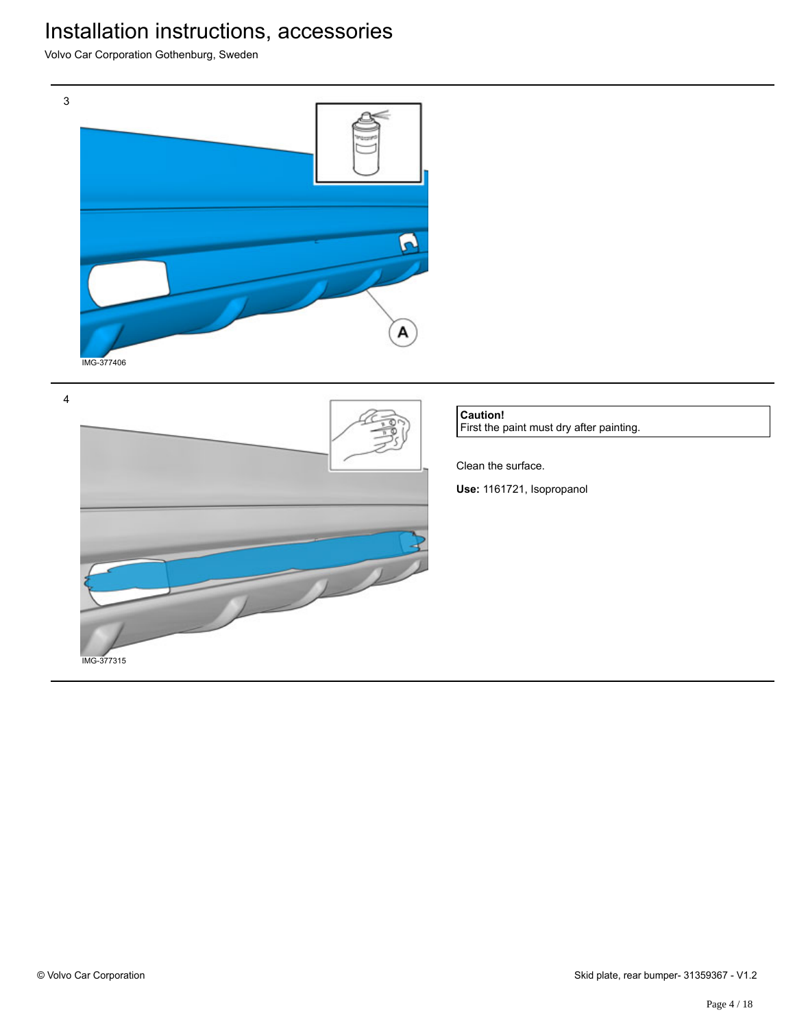3

IMG-377406

4

IMG-377315

**Caution!**
First the paint must dry after painting.

Clean the surface.

**Use:** 1161721, Isopropanol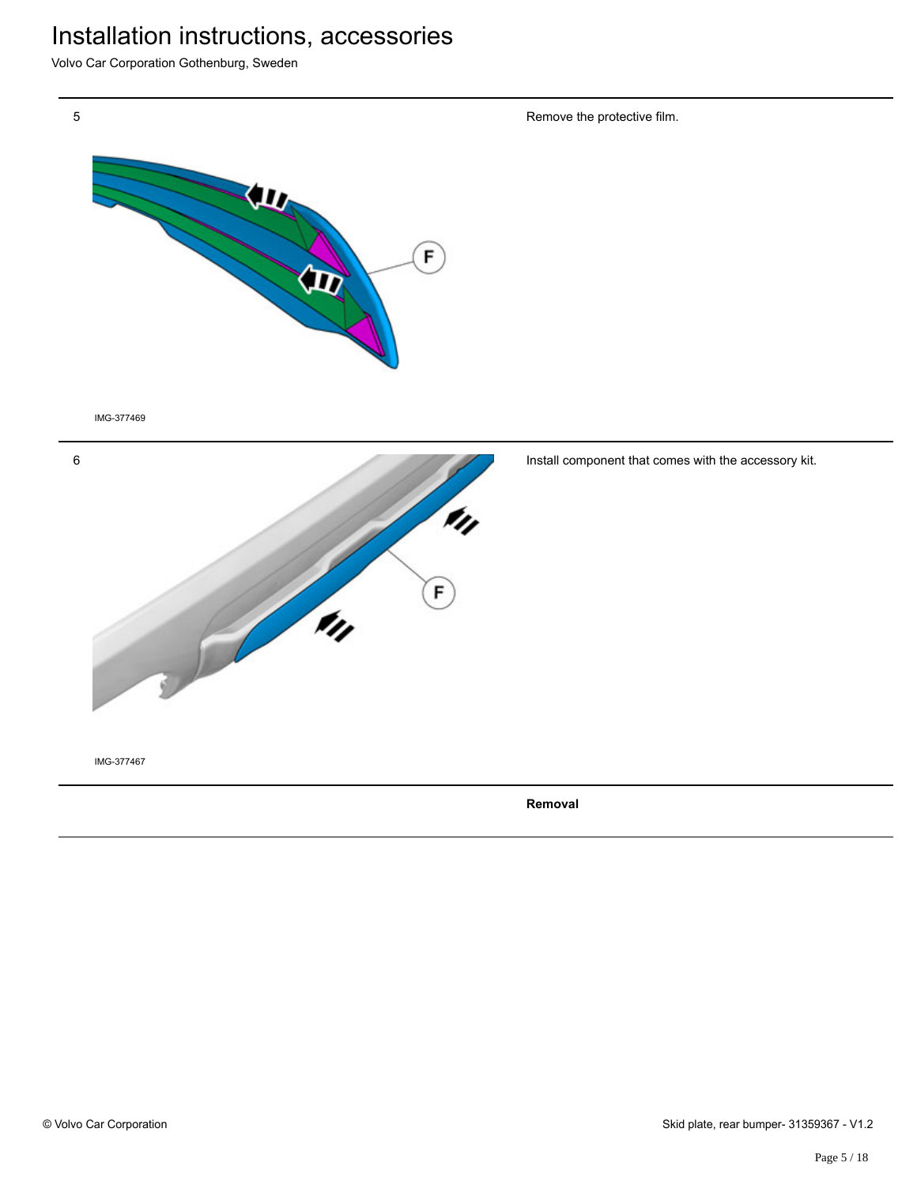5

IMG-377469

Remove the protective film.

6

IMG-377467

Install component that comes with the accessory kit.

**Removal**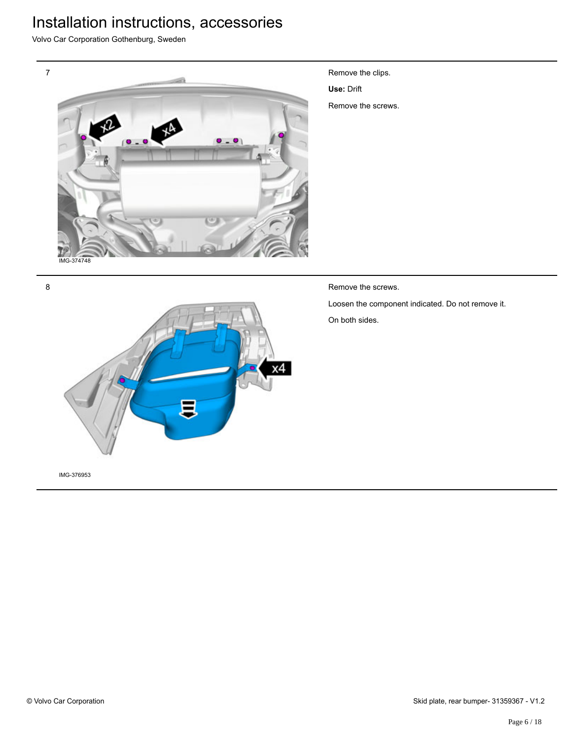7

IMG-374748

Remove the clips.

**Use:** Drift

Remove the screws.

8

IMG-376953

Remove the screws.

Loosen the component indicated. Do not remove it.

On both sides.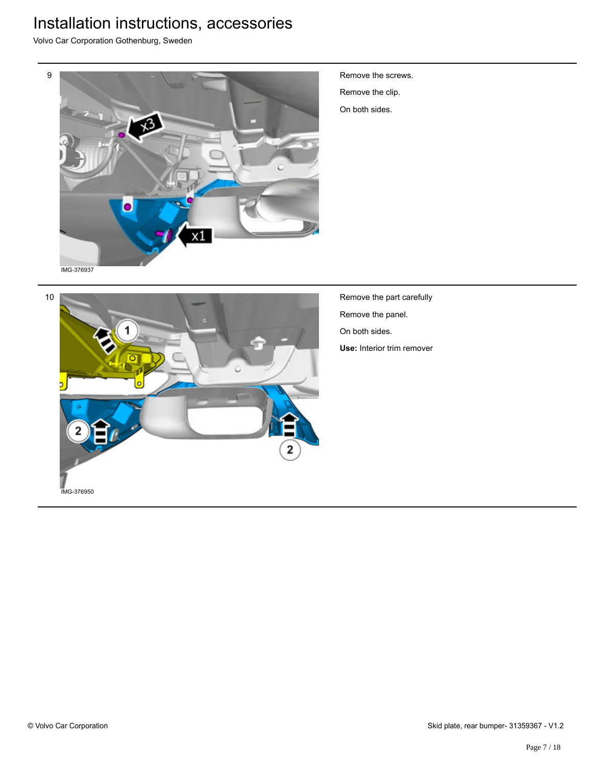9

IMG-376937

Remove the screws.

Remove the clip.

On both sides.

10

IMG-376950

Remove the part carefully

Remove the panel.

On both sides.

**Use:** Interior trim remover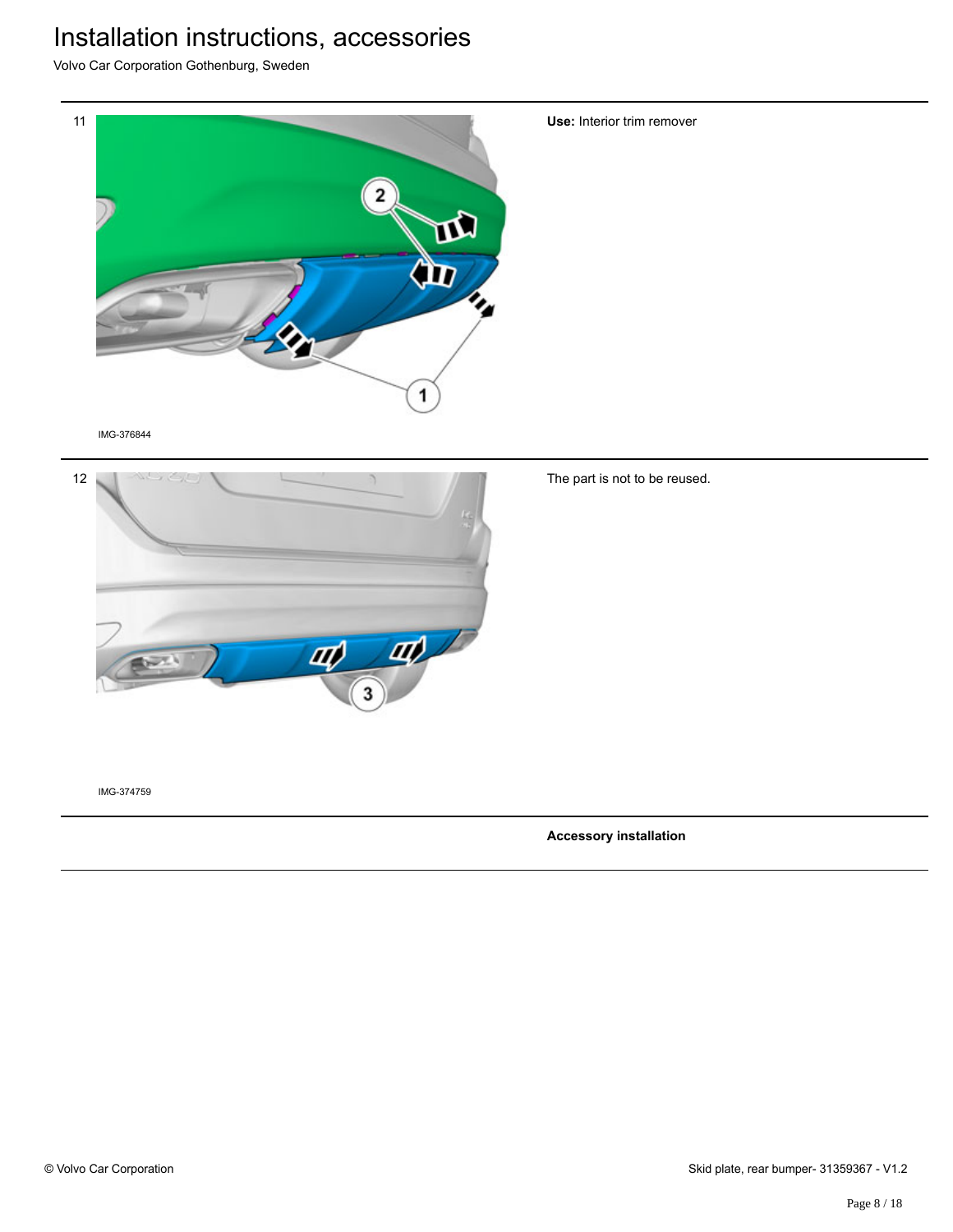11

IMG-376844

**Use:** Interior trim remover

12

IMG-374759

The part is not to be reused.

**Accessory installation**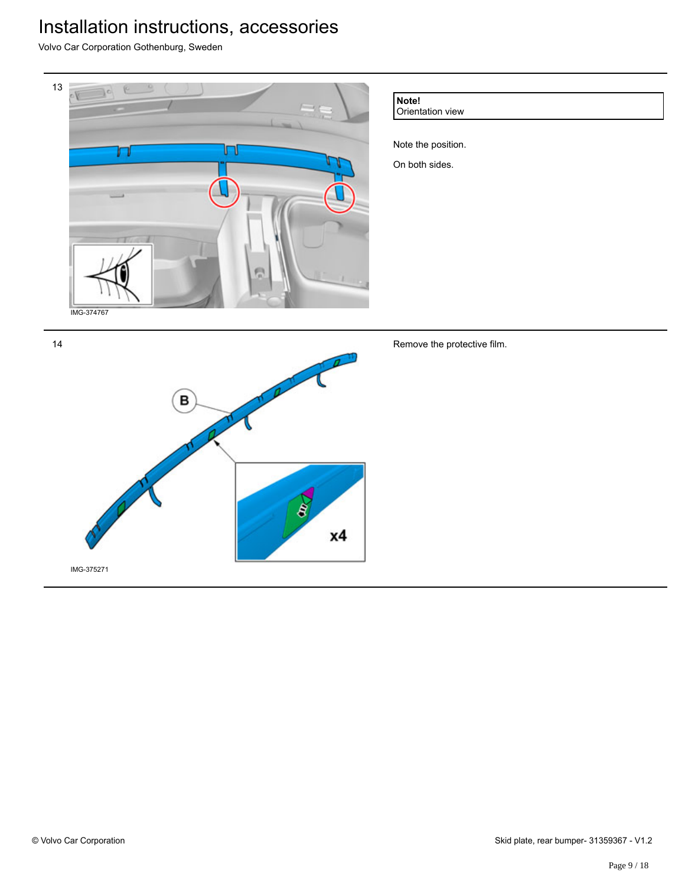13

**Note!**
Orientation view

Note the position.

On both sides.

IMG-374767

14

Remove the protective film.

IMG-375271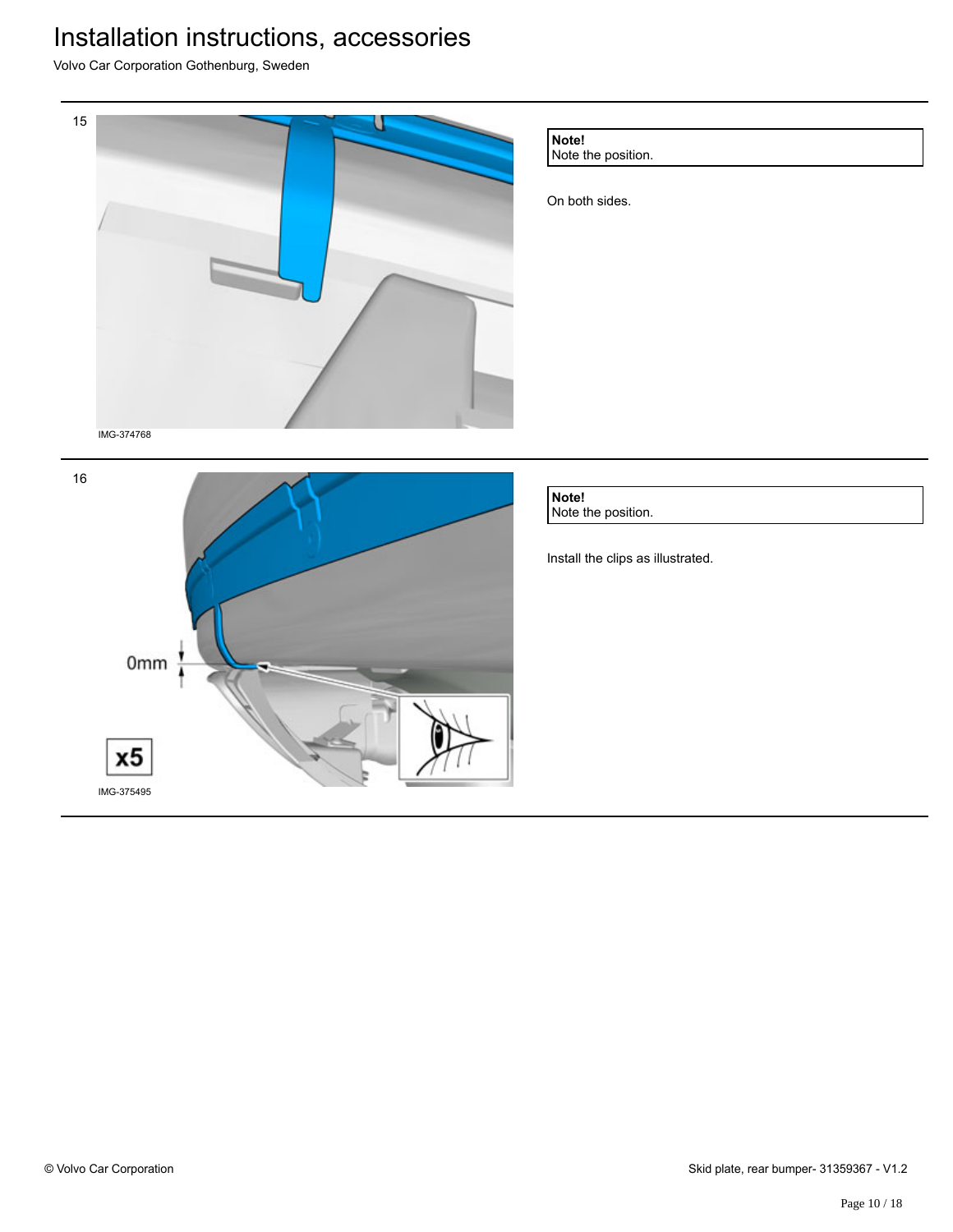15

IMG-374768

**Note!**
Note the position.

On both sides.

16

0mm

x5

IMG-375495

**Note!**
Note the position.

Install the clips as illustrated.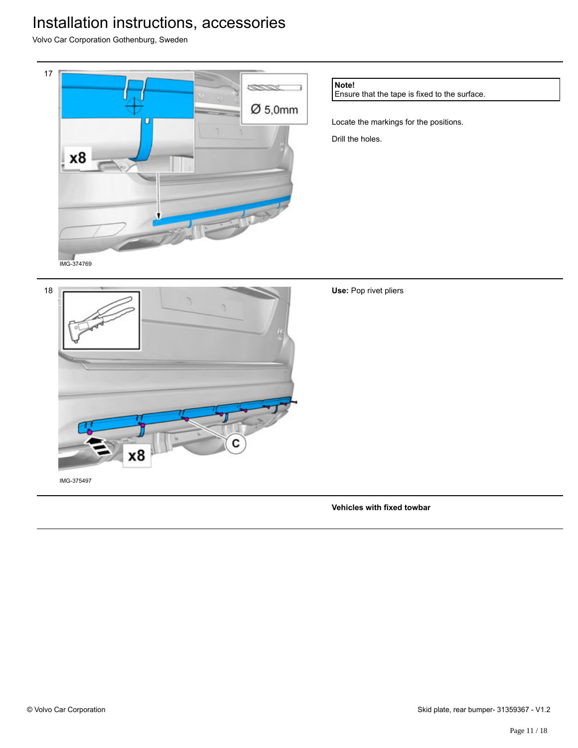17

IMG-374769

**Note!**
Ensure that the tape is fixed to the surface.

Locate the markings for the positions.

Drill the holes.

18

IMG-375497

**Use:** Pop rivet pliers

**Vehicles with fixed towbar**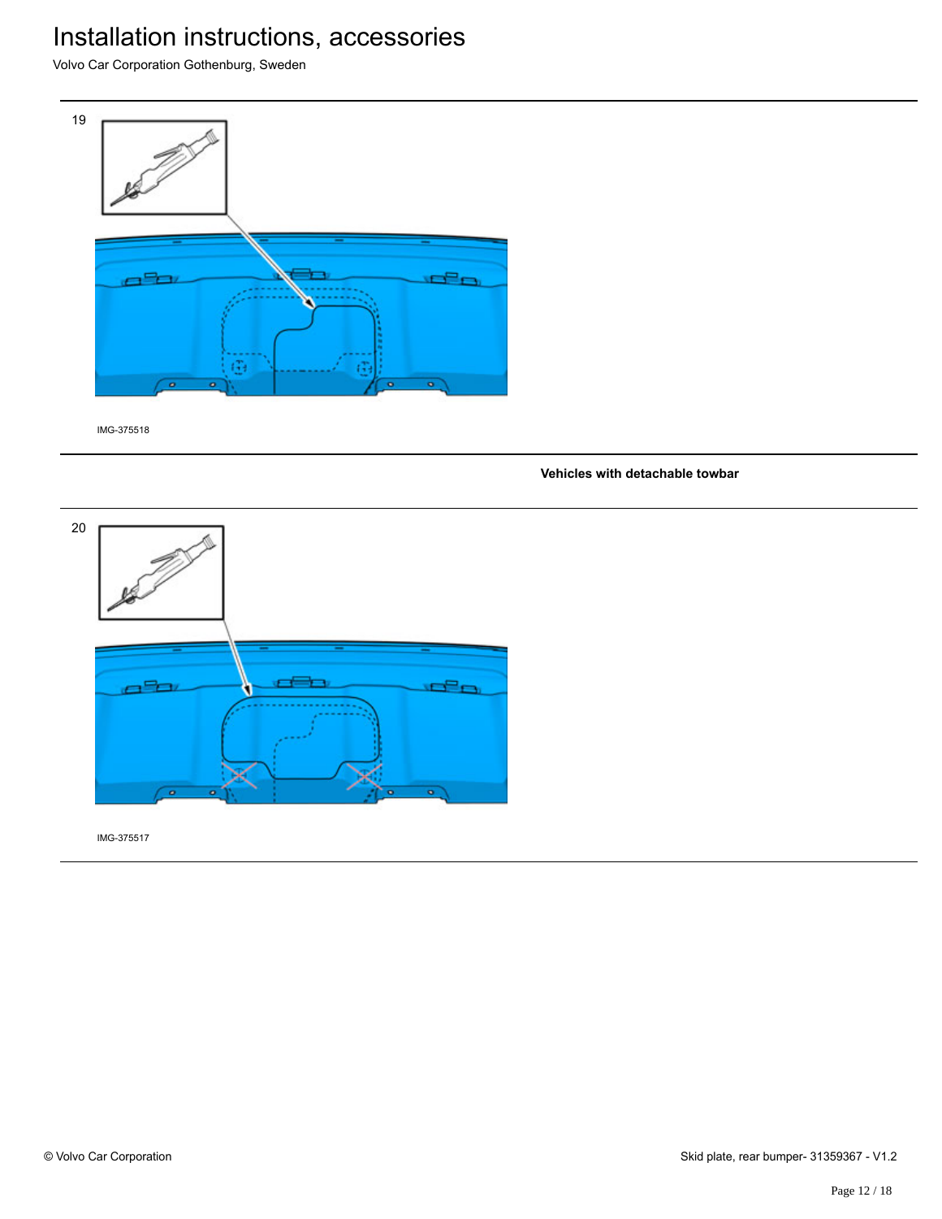19

IMG-375518

**Vehicles with detachable towbar**

20

IMG-375517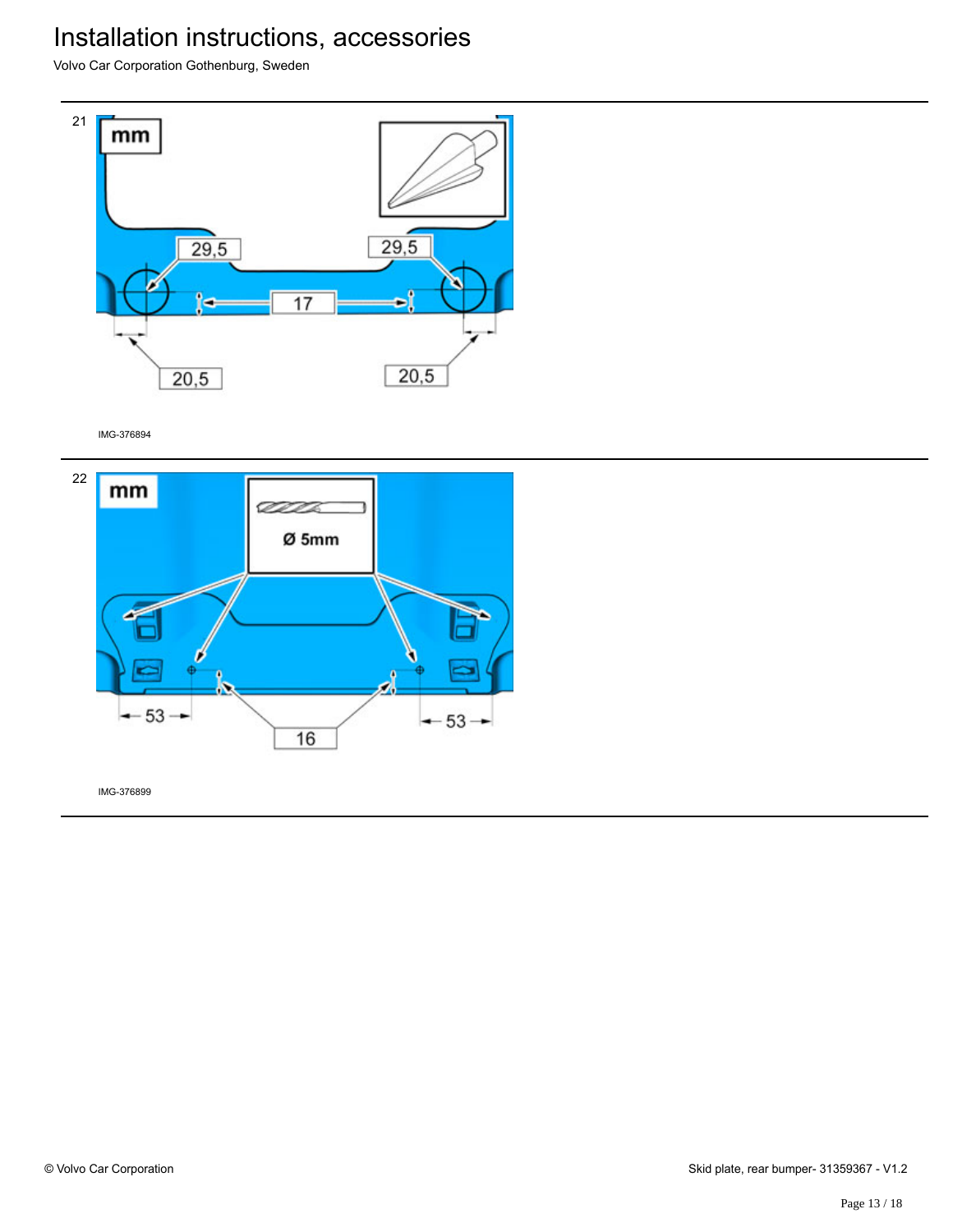# Installation instructions, accessories

Volvo Car Corporation Gothenburg, Sweden

21

mm

29,5

29,5

17

20,5

20,5

IMG-376894

22

mm

Ø 5mm

53

16

53

IMG-376899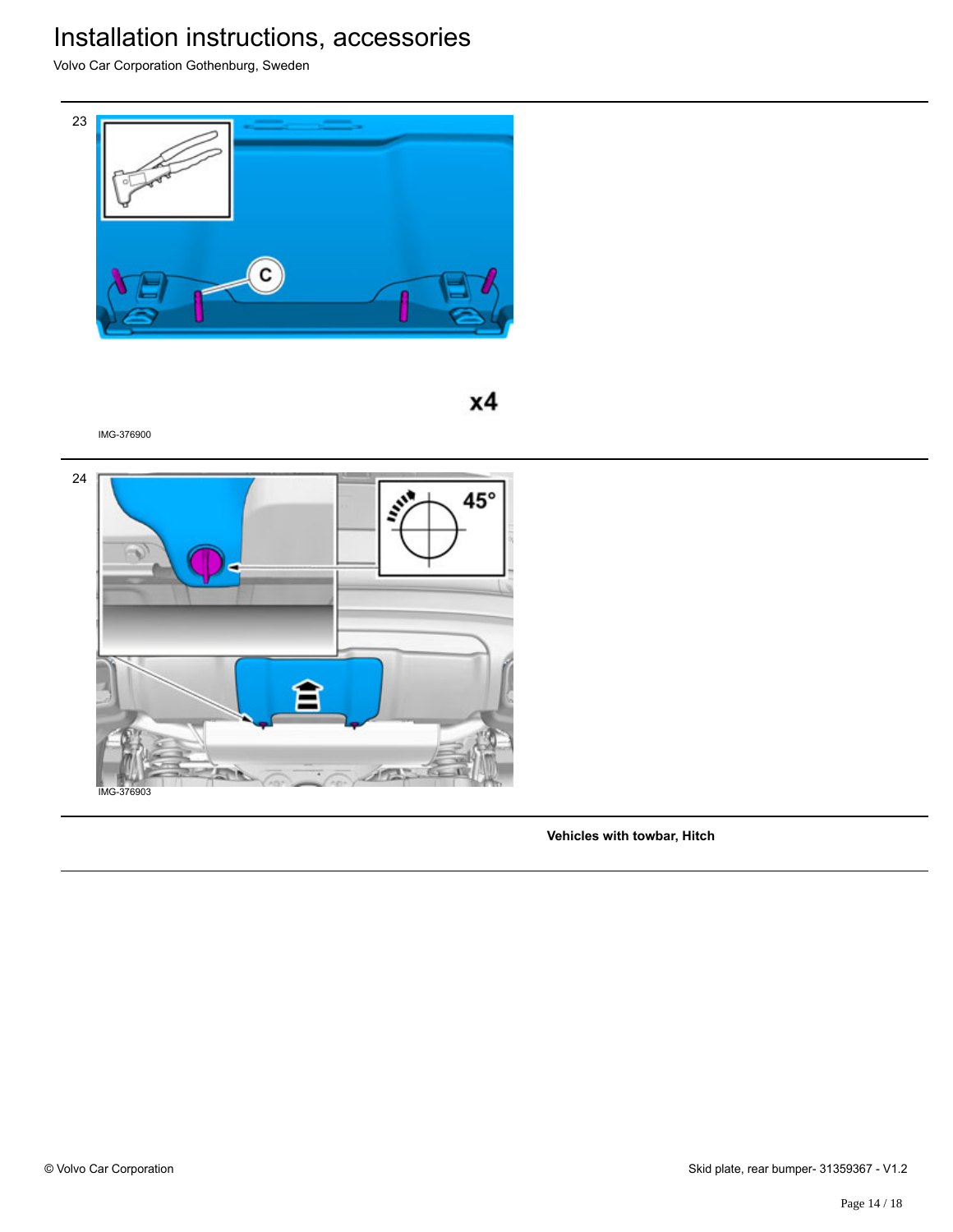23

x4

IMG-376900

24

45°

IMG-376903

**Vehicles with towbar, Hitch**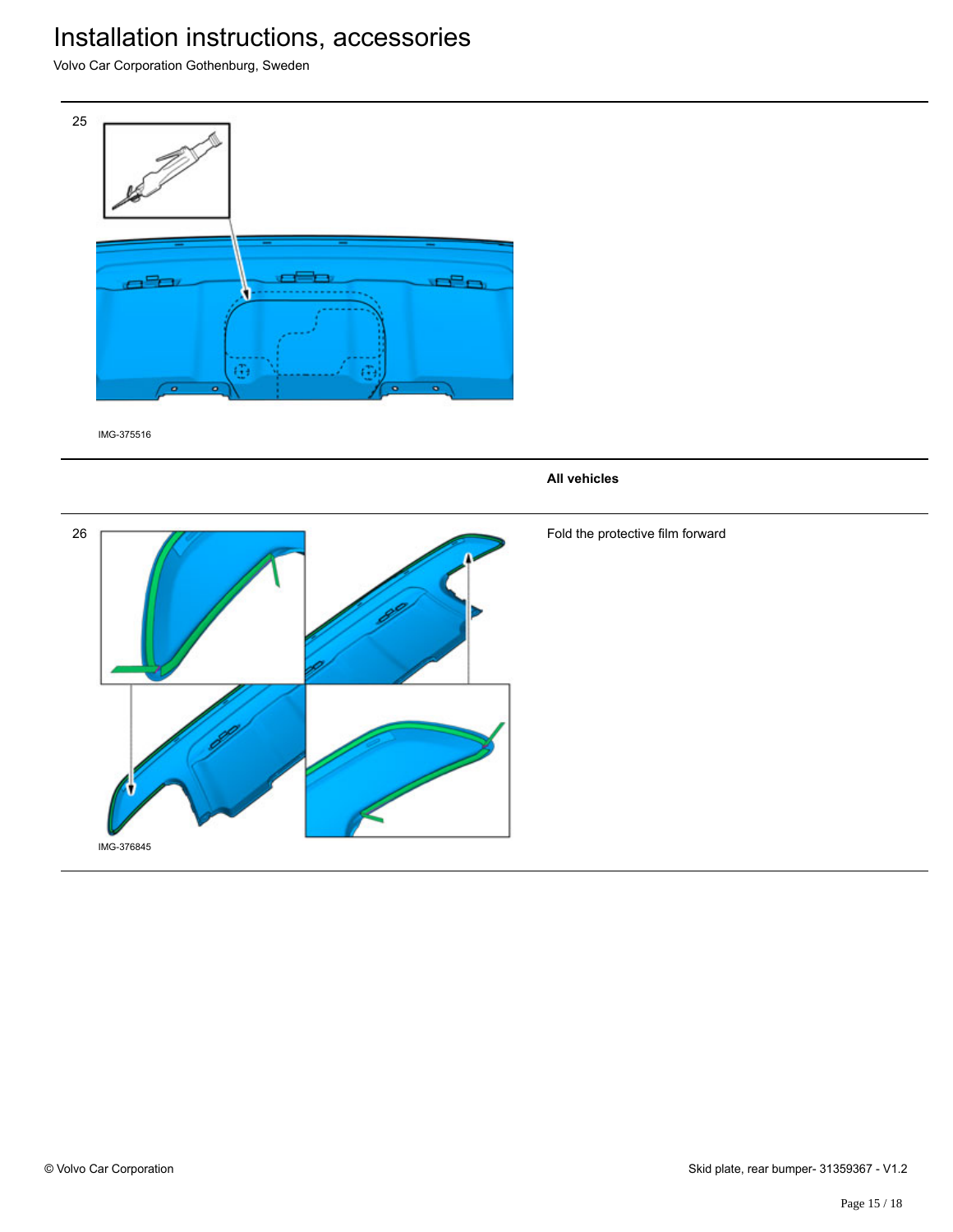25

IMG-375516

**All vehicles**

26

IMG-376845

Fold the protective film forward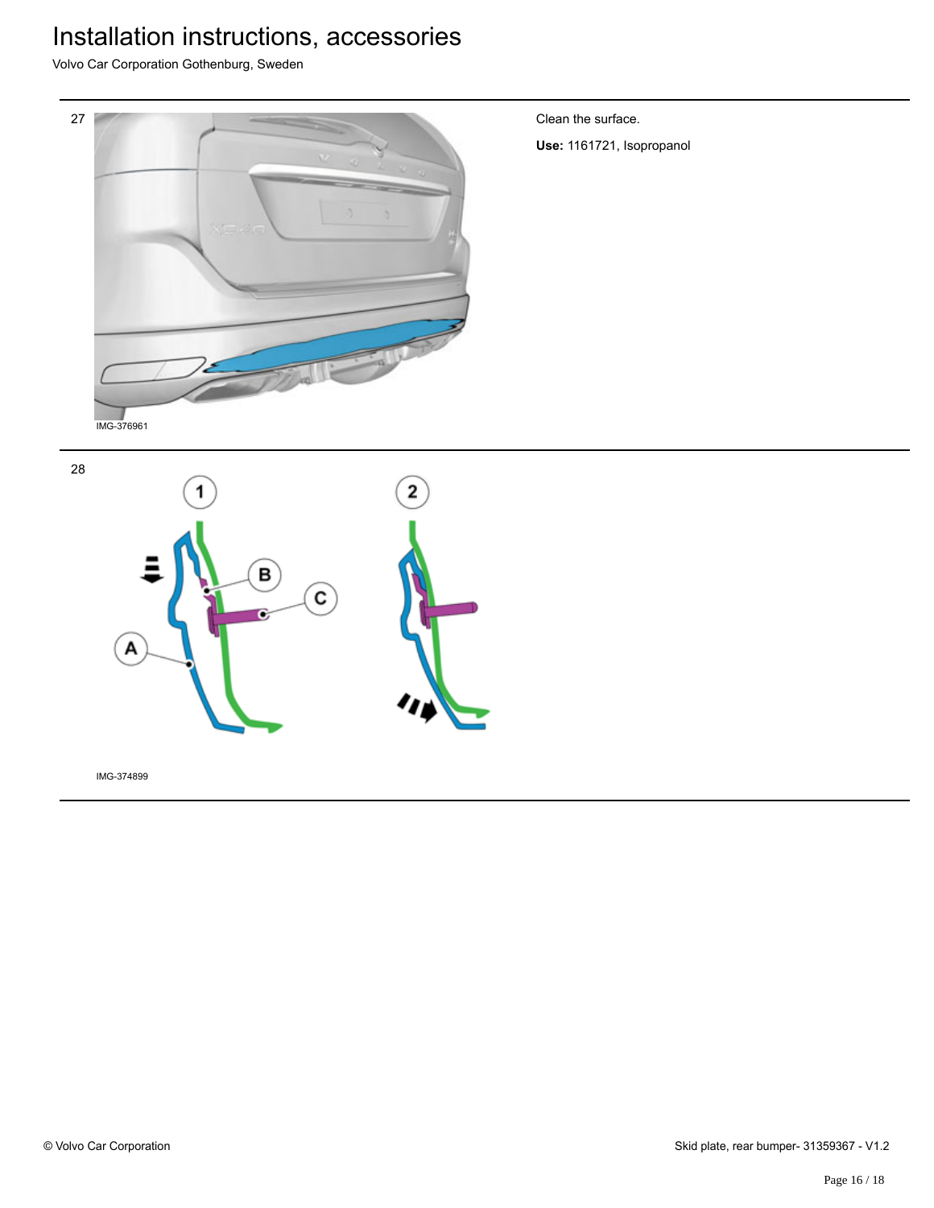27

IMG-376961

Clean the surface.

**Use:** 1161721, Isopropanol

28

IMG-374899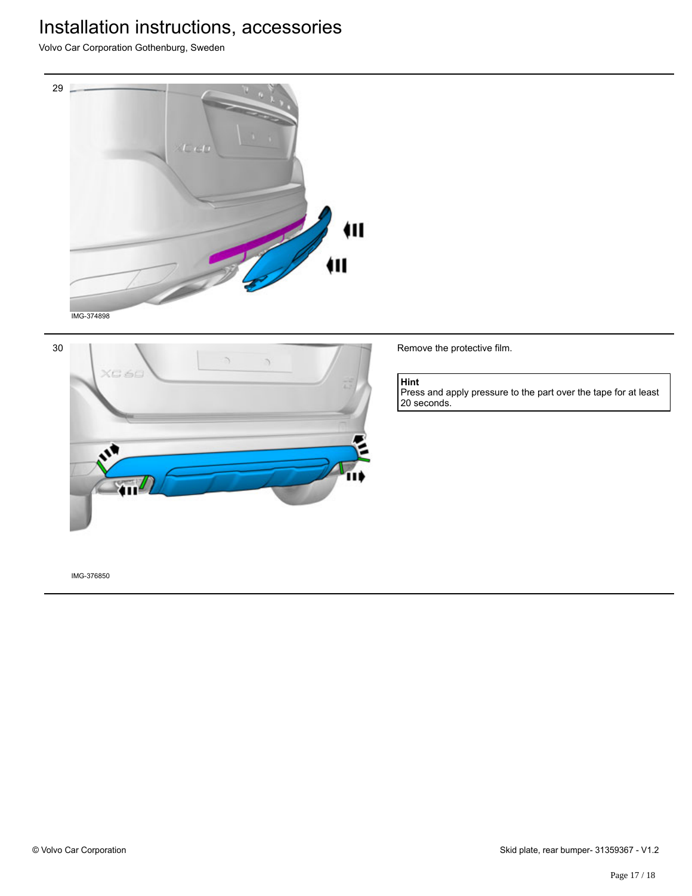# Installation instructions, accessories

Volvo Car Corporation Gothenburg, Sweden

29

IMG-374898

30

IMG-376850

Remove the protective film.

**Hint**
Press and apply pressure to the part over the tape for at least 20 seconds.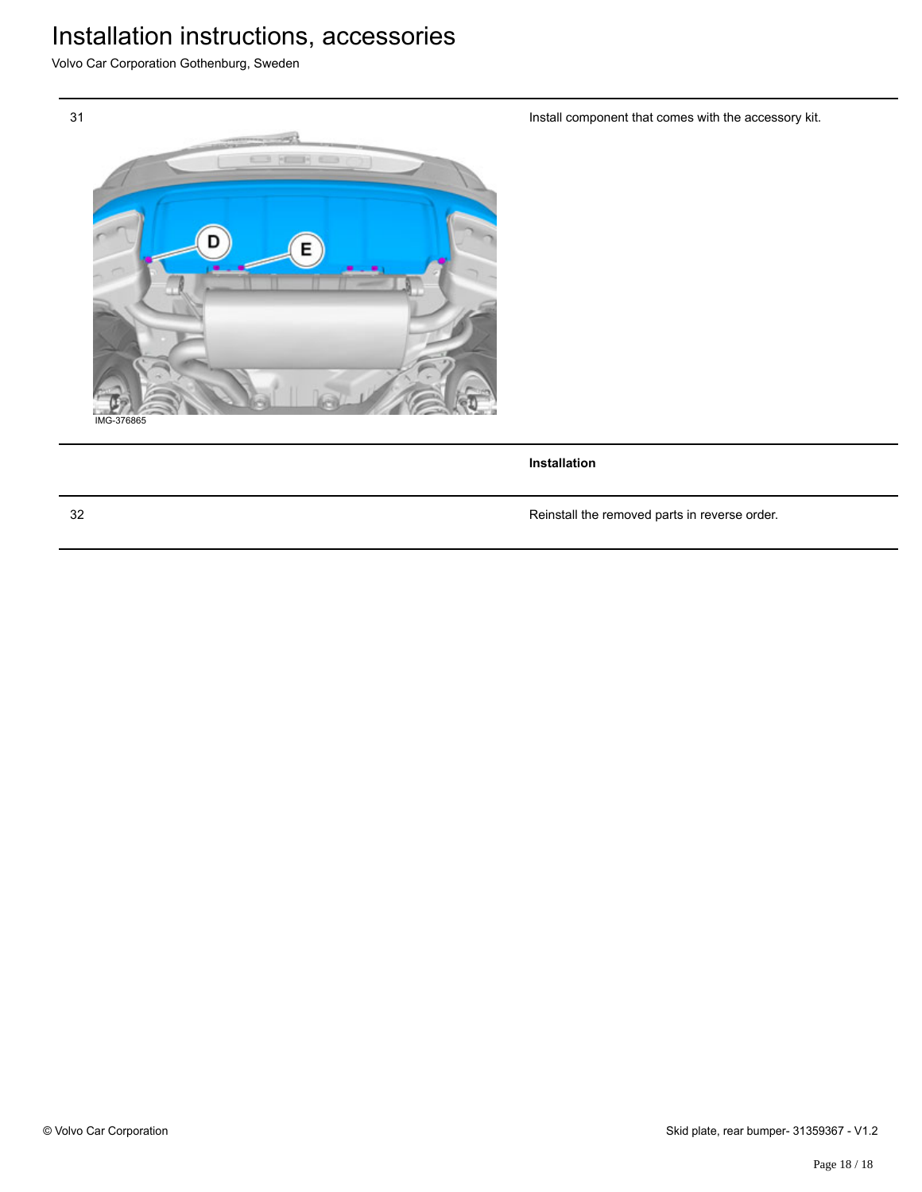| | | |
|---|---|---|
| 31 | IMG-376865 | Install component that comes with the accessory kit. |
| | | **Installation** |
| 32 | | Reinstall the removed parts in reverse order. |